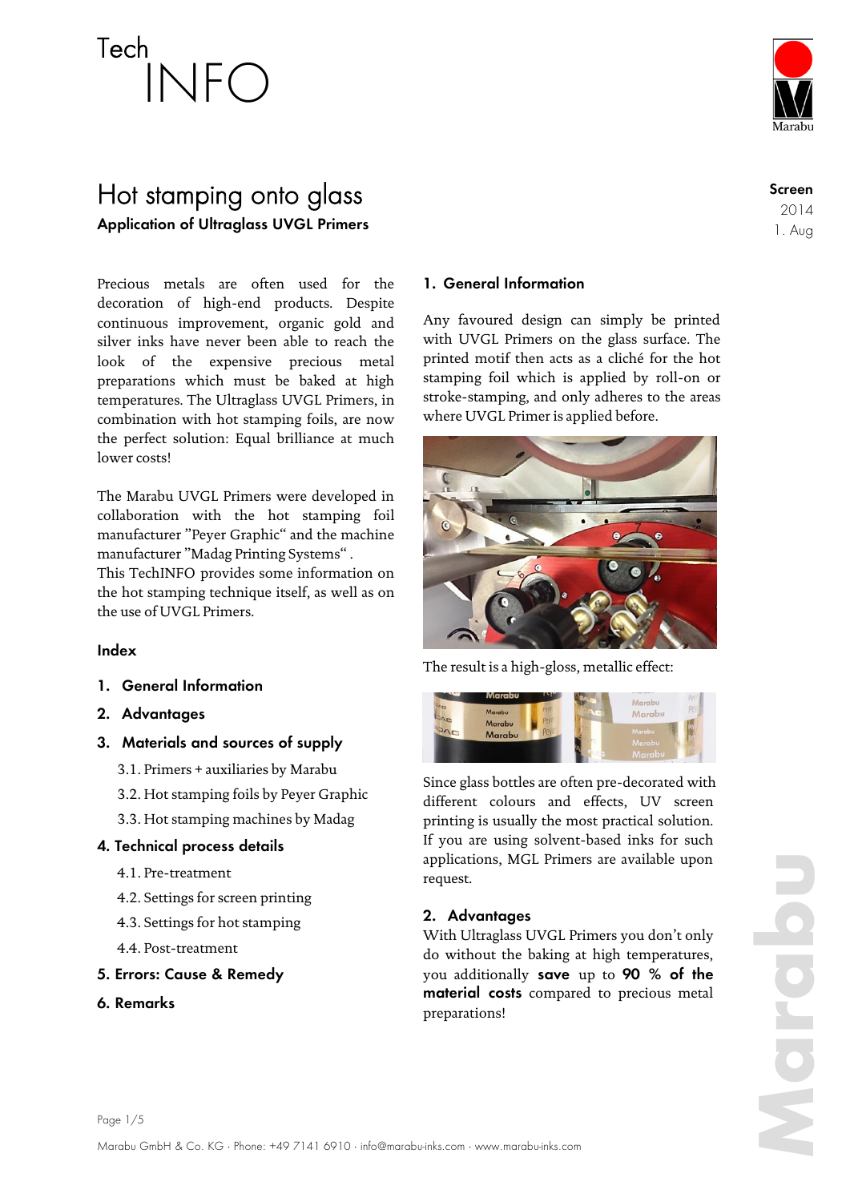Tech INFO

# Hot stamping onto glass

**Application of Ultraglass UVGL Primers**

Screen
2014
1. Aug

Precious metals are often used for the decoration of high-end products. Despite continuous improvement, organic gold and silver inks have never been able to reach the look of the expensive precious metal preparations which must be baked at high temperatures. The Ultraglass UVGL Primers, in combination with hot stamping foils, are now the perfect solution: Equal brilliance at much lower costs!

The Marabu UVGL Primers were developed in collaboration with the hot stamping foil manufacturer "Peyer Graphic" and the machine manufacturer "Madag Printing Systems".
This TechINFO provides some information on the hot stamping technique itself, as well as on the use of UVGL Primers.

## Index

1. General Information
2. Advantages
3. Materials and sources of supply
   - 3.1. Primers + auxiliaries by Marabu
   - 3.2. Hot stamping foils by Peyer Graphic
   - 3.3. Hot stamping machines by Madag
4. Technical process details
   - 4.1. Pre-treatment
   - 4.2. Settings for screen printing
   - 4.3. Settings for hot stamping
   - 4.4. Post-treatment
5. Errors: Cause & Remedy
6. Remarks

## 1. General Information

Any favoured design can simply be printed with UVGL Primers on the glass surface. The printed motif then acts as a cliché for the hot stamping foil which is applied by roll-on or stroke-stamping, and only adheres to the areas where UVGL Primer is applied before.

The result is a high-gloss, metallic effect:

Since glass bottles are often pre-decorated with different colours and effects, UV screen printing is usually the most practical solution. If you are using solvent-based inks for such applications, MGL Primers are available upon request.

## 2. Advantages

With Ultraglass UVGL Primers you don't only do without the baking at high temperatures, you additionally **save** up to **90 % of the material costs** compared to precious metal preparations!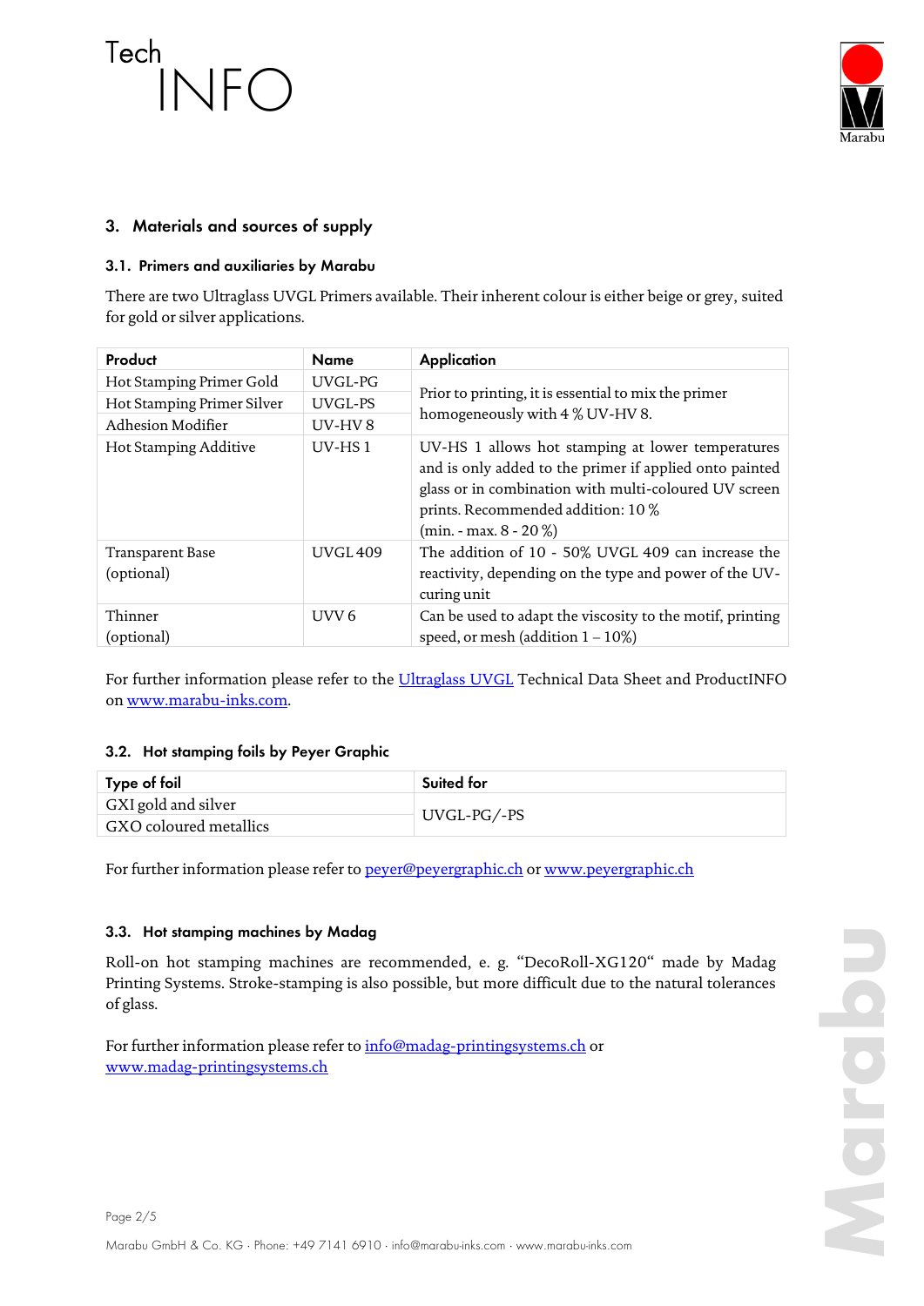## 3. Materials and sources of supply

### 3.1. Primers and auxiliaries by Marabu

There are two Ultraglass UVGL Primers available. Their inherent colour is either beige or grey, suited for gold or silver applications.

| Product | Name | Application |
|---|---|---|
| Hot Stamping Primer Gold | UVGL-PG | Prior to printing, it is essential to mix the primer homogeneously with 4 % UV-HV 8. |
| Hot Stamping Primer Silver | UVGL-PS | |
| Adhesion Modifier | UV-HV 8 | |
| Hot Stamping Additive | UV-HS 1 | UV-HS 1 allows hot stamping at lower temperatures and is only added to the primer if applied onto painted glass or in combination with multi-coloured UV screen prints. Recommended addition: 10 % (min. - max. 8 - 20 %) |
| Transparent Base (optional) | UVGL 409 | The addition of 10 - 50% UVGL 409 can increase the reactivity, depending on the type and power of the UV-curing unit |
| Thinner (optional) | UVV 6 | Can be used to adapt the viscosity to the motif, printing speed, or mesh (addition 1 – 10%) |

For further information please refer to the Ultraglass UVGL Technical Data Sheet and ProductINFO on www.marabu-inks.com.

### 3.2. Hot stamping foils by Peyer Graphic

| Type of foil | Suited for |
|---|---|
| GXI gold and silver | UVGL-PG/-PS |
| GXO coloured metallics | |

For further information please refer to peyer@peyergraphic.ch or www.peyergraphic.ch

### 3.3. Hot stamping machines by Madag

Roll-on hot stamping machines are recommended, e. g. “DecoRoll-XG120“ made by Madag Printing Systems. Stroke-stamping is also possible, but more difficult due to the natural tolerances of glass.

For further information please refer to info@madag-printingsystems.ch or www.madag-printingsystems.ch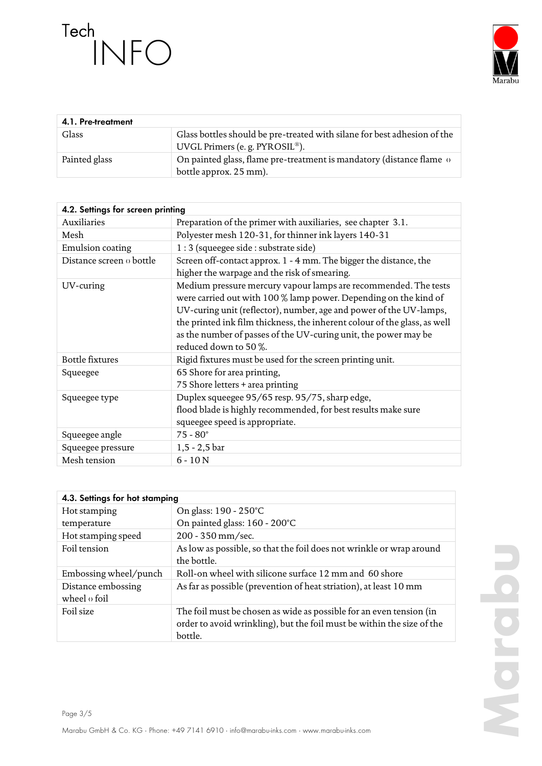| 4.1. Pre-treatment | |
|---|---|
| Glass | Glass bottles should be pre-treated with silane for best adhesion of the UVGL Primers (e. g. PYROSIL®). |
| Painted glass | On painted glass, flame pre-treatment is mandatory (distance flame ↔ bottle approx. 25 mm). |

| 4.2. Settings for screen printing | |
|---|---|
| Auxiliaries | Preparation of the primer with auxiliaries, see chapter 3.1. |
| Mesh | Polyester mesh 120-31, for thinner ink layers 140-31 |
| Emulsion coating | 1 : 3 (squeegee side : substrate side) |
| Distance screen ↔ bottle | Screen off-contact approx. 1 - 4 mm. The bigger the distance, the higher the warpage and the risk of smearing. |
| UV-curing | Medium pressure mercury vapour lamps are recommended. The tests were carried out with 100 % lamp power. Depending on the kind of UV-curing unit (reflector), number, age and power of the UV-lamps, the printed ink film thickness, the inherent colour of the glass, as well as the number of passes of the UV-curing unit, the power may be reduced down to 50 %. |
| Bottle fixtures | Rigid fixtures must be used for the screen printing unit. |
| Squeegee | 65 Shore for area printing,<br>75 Shore letters + area printing |
| Squeegee type | Duplex squeegee 95/65 resp. 95/75, sharp edge,<br>flood blade is highly recommended, for best results make sure squeegee speed is appropriate. |
| Squeegee angle | 75 - 80° |
| Squeegee pressure | 1,5 - 2,5 bar |
| Mesh tension | 6 - 10 N |

| 4.3. Settings for hot stamping | |
|---|---|
| Hot stamping temperature | On glass: 190 - 250°C<br>On painted glass: 160 - 200°C |
| Hot stamping speed | 200 - 350 mm/sec. |
| Foil tension | As low as possible, so that the foil does not wrinkle or wrap around the bottle. |
| Embossing wheel/punch | Roll-on wheel with silicone surface 12 mm and 60 shore |
| Distance embossing wheel ↔ foil | As far as possible (prevention of heat striation), at least 10 mm |
| Foil size | The foil must be chosen as wide as possible for an even tension (in order to avoid wrinkling), but the foil must be within the size of the bottle. |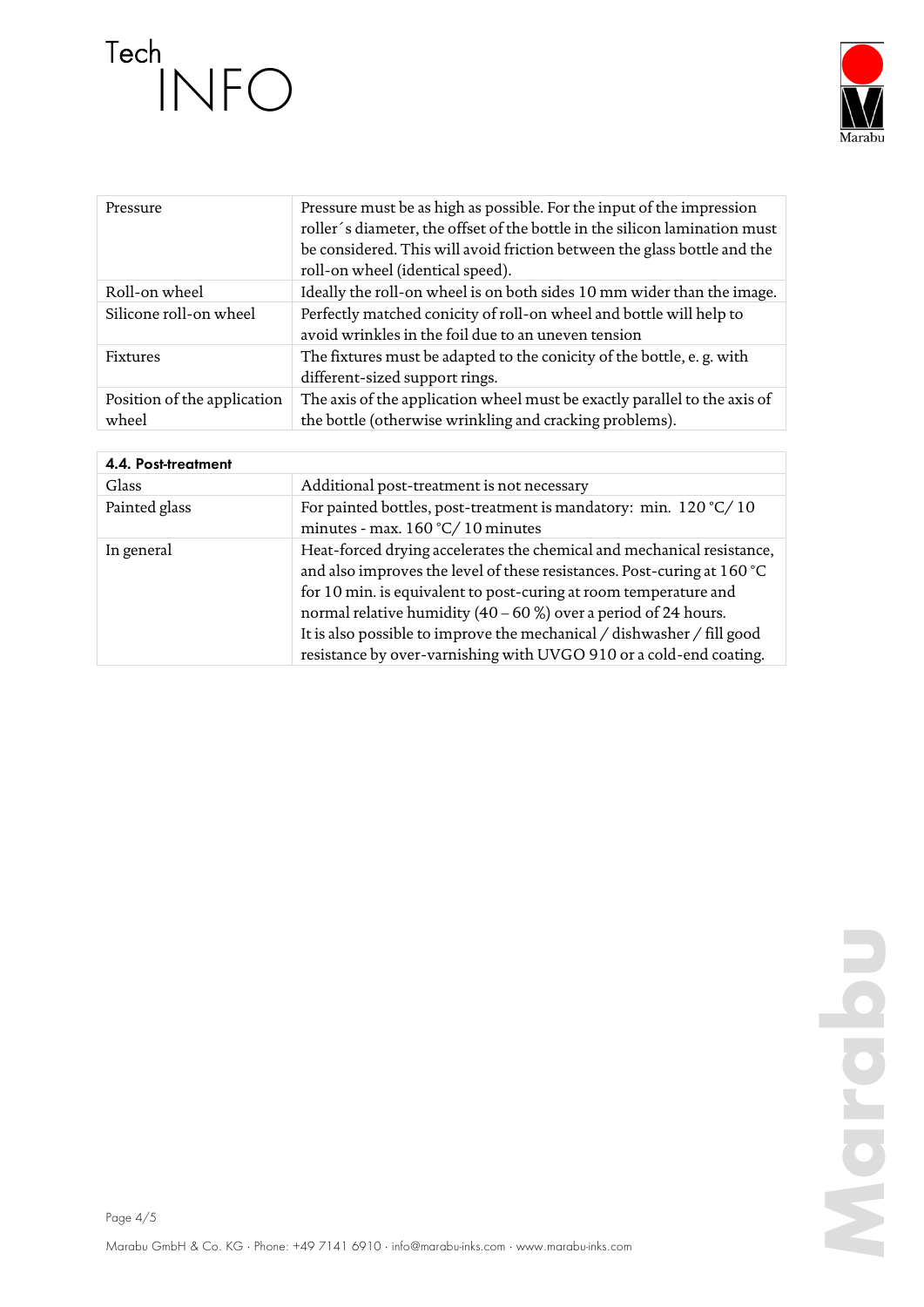| | |
|---|---|
| Pressure | Pressure must be as high as possible. For the input of the impression roller´s diameter, the offset of the bottle in the silicon lamination must be considered. This will avoid friction between the glass bottle and the roll-on wheel (identical speed). |
| Roll-on wheel | Ideally the roll-on wheel is on both sides 10 mm wider than the image. |
| Silicone roll-on wheel | Perfectly matched conicity of roll-on wheel and bottle will help to avoid wrinkles in the foil due to an uneven tension |
| Fixtures | The fixtures must be adapted to the conicity of the bottle, e. g. with different-sized support rings. |
| Position of the application wheel | The axis of the application wheel must be exactly parallel to the axis of the bottle (otherwise wrinkling and cracking problems). |

| **4.4. Post-treatment** | |
|---|---|
| Glass | Additional post-treatment is not necessary |
| Painted glass | For painted bottles, post-treatment is mandatory: min. 120 °C/ 10 minutes - max. 160 °C/ 10 minutes |
| In general | Heat-forced drying accelerates the chemical and mechanical resistance, and also improves the level of these resistances. Post-curing at 160 °C for 10 min. is equivalent to post-curing at room temperature and normal relative humidity (40 – 60 %) over a period of 24 hours. It is also possible to improve the mechanical / dishwasher / fill good resistance by over-varnishing with UVGO 910 or a cold-end coating. |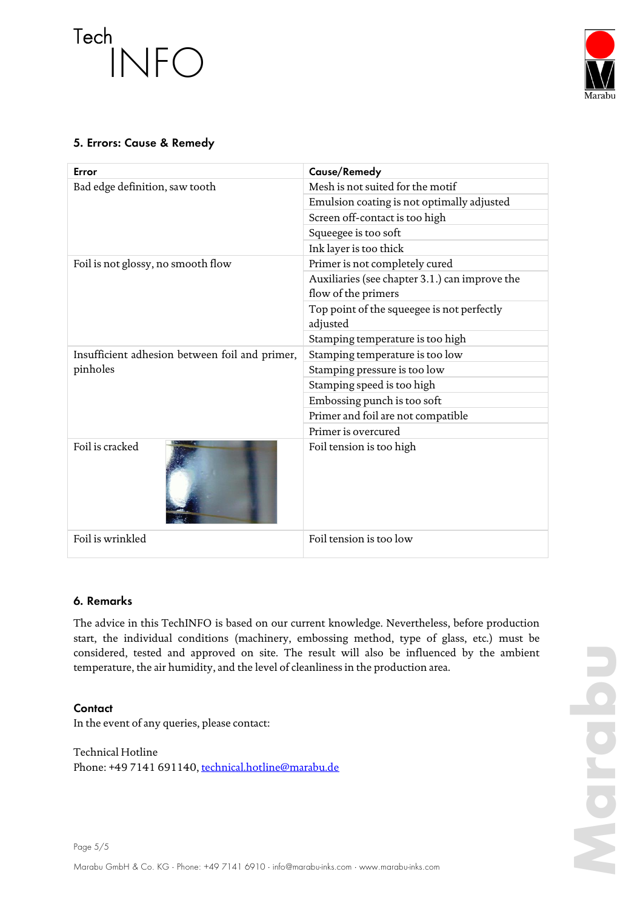## 5. Errors: Cause & Remedy

| Error | Cause/Remedy |
|---|---|
| Bad edge definition, saw tooth | Mesh is not suited for the motif |
| | Emulsion coating is not optimally adjusted |
| | Screen off-contact is too high |
| | Squeegee is too soft |
| | Ink layer is too thick |
| Foil is not glossy, no smooth flow | Primer is not completely cured |
| | Auxiliaries (see chapter 3.1.) can improve the flow of the primers |
| | Top point of the squeegee is not perfectly adjusted |
| | Stamping temperature is too high |
| Insufficient adhesion between foil and primer, pinholes | Stamping temperature is too low |
| | Stamping pressure is too low |
| | Stamping speed is too high |
| | Embossing punch is too soft |
| | Primer and foil are not compatible |
| | Primer is overcured |
| Foil is cracked | Foil tension is too high |
| Foil is wrinkled | Foil tension is too low |

## 6. Remarks

The advice in this TechINFO is based on our current knowledge. Nevertheless, before production start, the individual conditions (machinery, embossing method, type of glass, etc.) must be considered, tested and approved on site. The result will also be influenced by the ambient temperature, the air humidity, and the level of cleanliness in the production area.

### Contact

In the event of any queries, please contact:

Technical Hotline
Phone: +49 7141 691140, technical.hotline@marabu.de